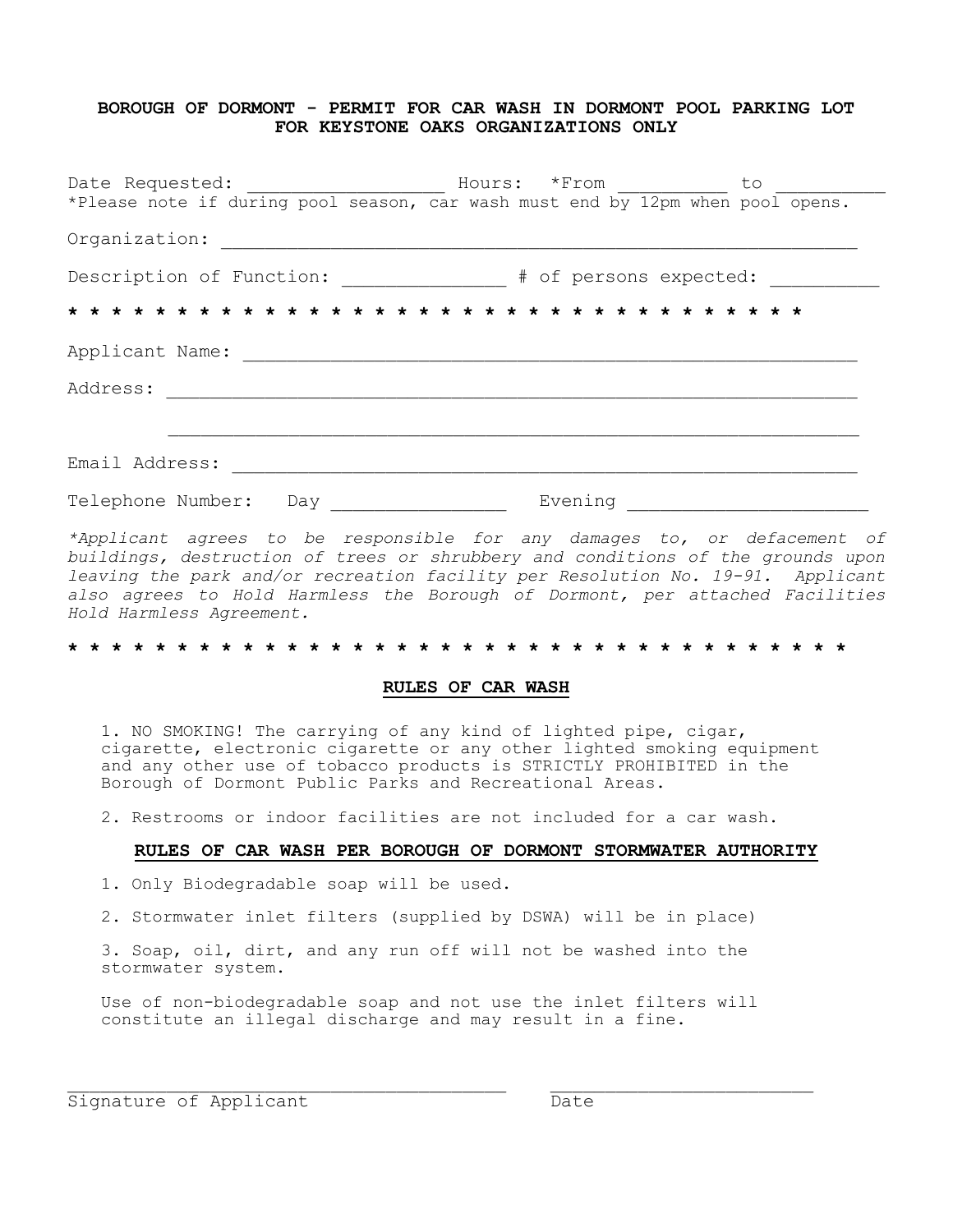**BOROUGH OF DORMONT - PERMIT FOR CAR WASH IN DORMONT POOL PARKING LOT**
**FOR KEYSTONE OAKS ORGANIZATIONS ONLY**

Date Requested: ________________ Hours: *From _________ to _________
*Please note if during pool season, car wash must end by 12pm when pool opens.

Organization: ________________________________________________________

Description of Function: ______________ # of persons expected: _________

* * * * * * * * * * * * * * * * * * * * * * * * * * * * * * * * * * *

Applicant Name: ______________________________________________________

Address: _____________________________________________________________

_____________________________________________________________

Email Address: _______________________________________________________

Telephone Number: Day _______________ Evening ____________________

*\*Applicant agrees to be responsible for any damages to, or defacement of buildings, destruction of trees or shrubbery and conditions of the grounds upon leaving the park and/or recreation facility per Resolution No. 19-91. Applicant also agrees to Hold Harmless the Borough of Dormont, per attached Facilities Hold Harmless Agreement.*

* * * * * * * * * * * * * * * * * * * * * * * * * * * * * * * * * * * *

**RULES OF CAR WASH**

1. NO SMOKING! The carrying of any kind of lighted pipe, cigar, cigarette, electronic cigarette or any other lighted smoking equipment and any other use of tobacco products is STRICTLY PROHIBITED in the Borough of Dormont Public Parks and Recreational Areas.

2. Restrooms or indoor facilities are not included for a car wash.

**RULES OF CAR WASH PER BOROUGH OF DORMONT STORMWATER AUTHORITY**

1. Only Biodegradable soap will be used.

2. Stormwater inlet filters (supplied by DSWA) will be in place)

3. Soap, oil, dirt, and any run off will not be washed into the stormwater system.

Use of non-biodegradable soap and not use the inlet filters will constitute an illegal discharge and may result in a fine.

____________________________________ ______________________
Signature of Applicant Date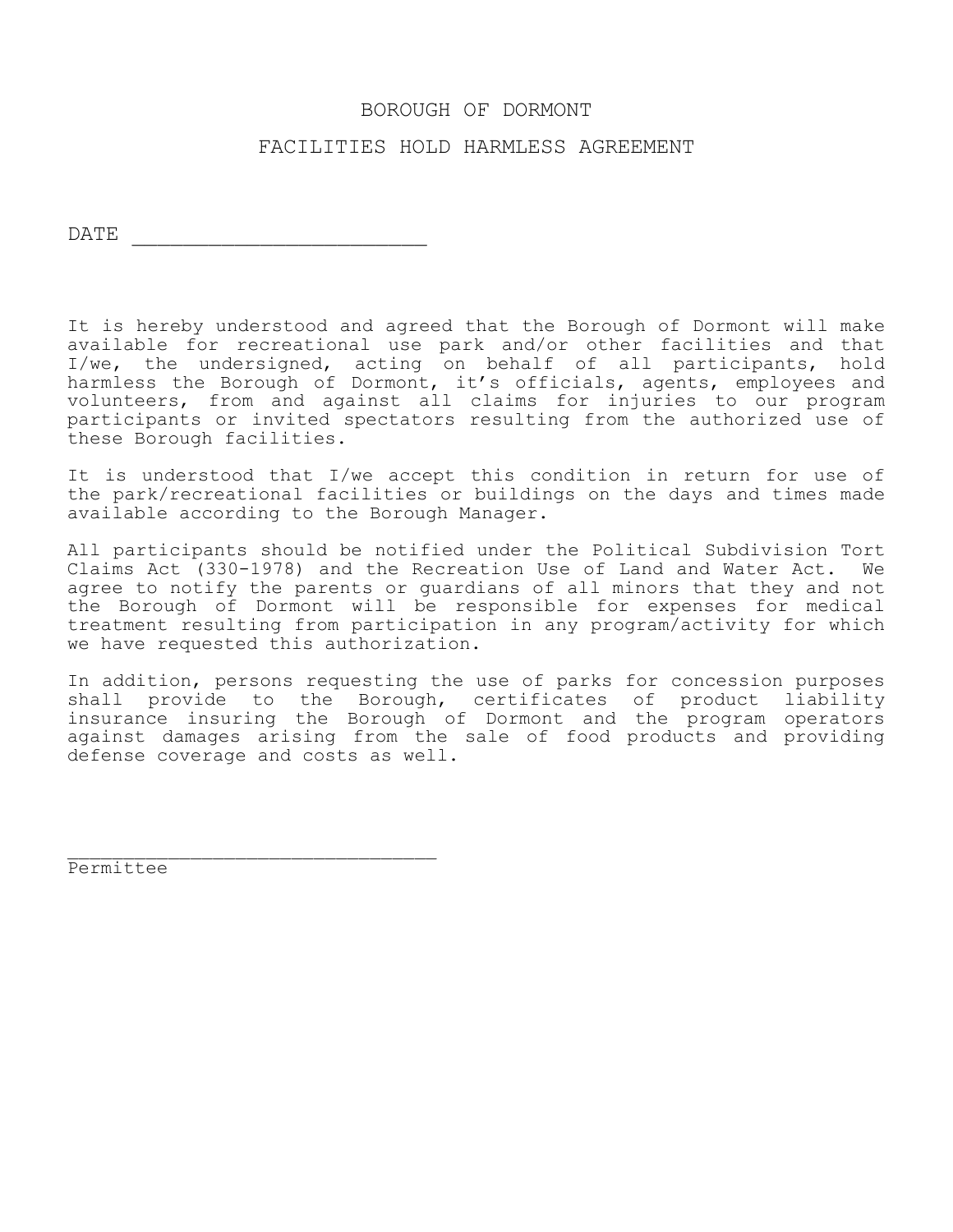# BOROUGH OF DORMONT

## FACILITIES HOLD HARMLESS AGREEMENT

DATE ______________________

It is hereby understood and agreed that the Borough of Dormont will make available for recreational use park and/or other facilities and that I/we, the undersigned, acting on behalf of all participants, hold harmless the Borough of Dormont, it's officials, agents, employees and volunteers, from and against all claims for injuries to our program participants or invited spectators resulting from the authorized use of these Borough facilities.

It is understood that I/we accept this condition in return for use of the park/recreational facilities or buildings on the days and times made available according to the Borough Manager.

All participants should be notified under the Political Subdivision Tort Claims Act (330-1978) and the Recreation Use of Land and Water Act. We agree to notify the parents or guardians of all minors that they and not the Borough of Dormont will be responsible for expenses for medical treatment resulting from participation in any program/activity for which we have requested this authorization.

In addition, persons requesting the use of parks for concession purposes shall provide to the Borough, certificates of product liability insurance insuring the Borough of Dormont and the program operators against damages arising from the sale of food products and providing defense coverage and costs as well.

______________________________
Permittee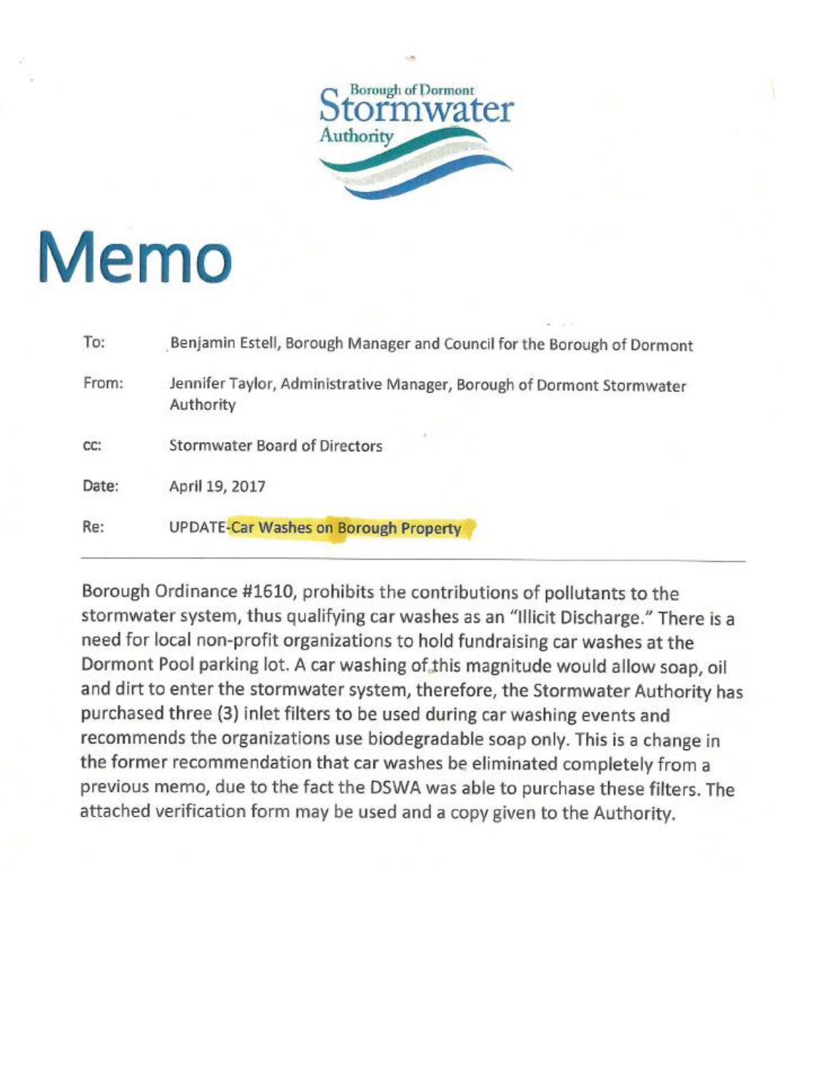Borough of Dormont
Stormwater
Authority

# Memo

| | |
|---|---|
| To: | Benjamin Estell, Borough Manager and Council for the Borough of Dormont |
| From: | Jennifer Taylor, Administrative Manager, Borough of Dormont Stormwater Authority |
| cc: | Stormwater Board of Directors |
| Date: | April 19, 2017 |
| Re: | UPDATE-Car Washes on Borough Property |

---

Borough Ordinance #1610, prohibits the contributions of pollutants to the stormwater system, thus qualifying car washes as an "Illicit Discharge." There is a need for local non-profit organizations to hold fundraising car washes at the Dormont Pool parking lot. A car washing of this magnitude would allow soap, oil and dirt to enter the stormwater system, therefore, the Stormwater Authority has purchased three (3) inlet filters to be used during car washing events and recommends the organizations use biodegradable soap only. This is a change in the former recommendation that car washes be eliminated completely from a previous memo, due to the fact the DSWA was able to purchase these filters. The attached verification form may be used and a copy given to the Authority.